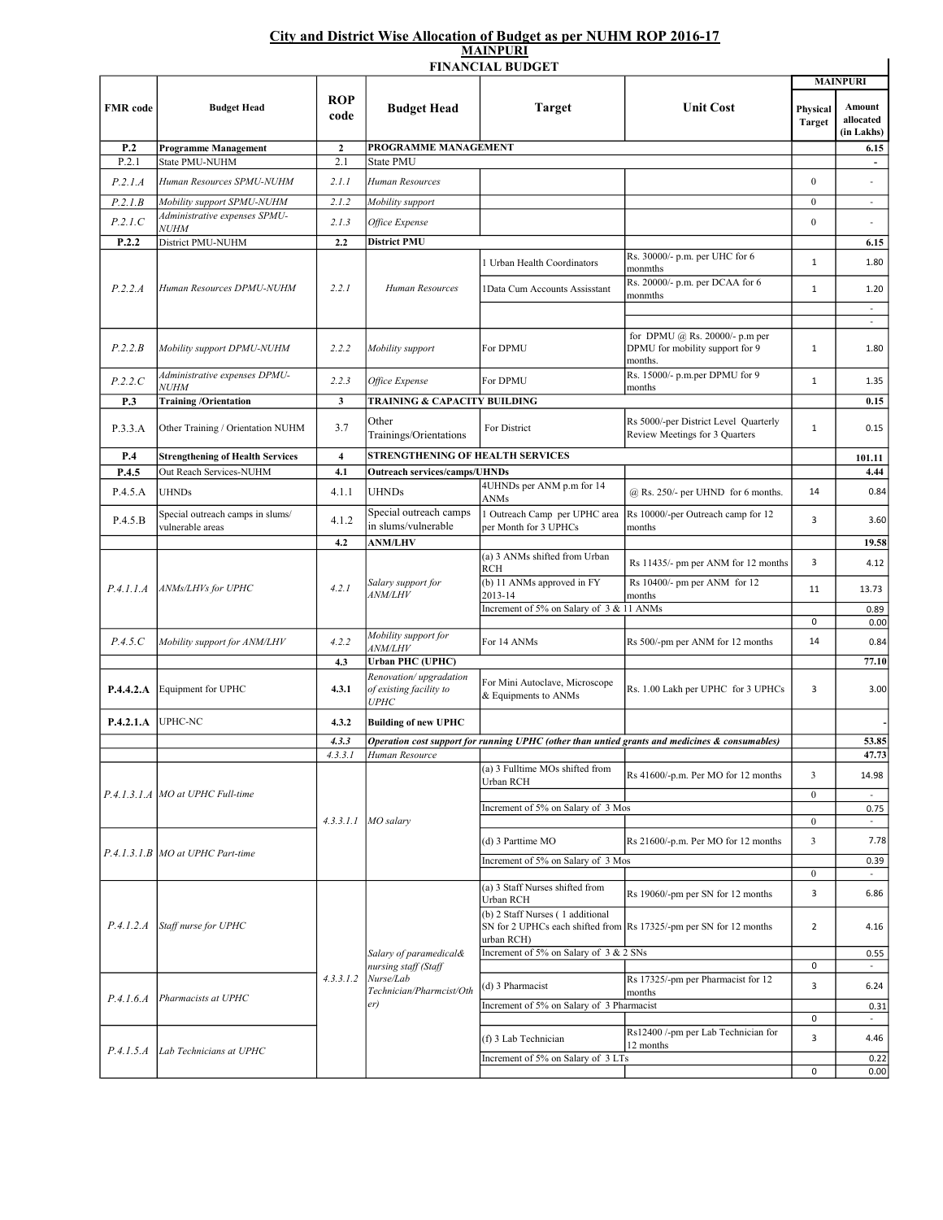## City and District Wise Allocation of Budget as per NUHM ROP 2016-17

### MAINPURI

### FINANCIAL BUDGET

| FMR code | Budget Head | ROP code | Budget Head | Target | Unit Cost | MAINPURI Physical Target | MAINPURI Amount allocated (in Lakhs) |
|---|---|---|---|---|---|---|---|
| **P.2** | **Programme Management** | **2** | **PROGRAMME MANAGEMENT** | | | | **6.15** |
| P.2.1 | State PMU-NUHM | 2.1 | State PMU | | | | - |
| *P.2.1.A* | *Human Resources SPMU-NUHM* | *2.1.1* | *Human Resources* | | | 0 | - |
| *P.2.1.B* | *Mobility support SPMU-NUHM* | *2.1.2* | *Mobility support* | | | 0 | - |
| *P.2.1.C* | *Administrative expenses SPMU-NUHM* | *2.1.3* | *Office Expense* | | | 0 | - |
| **P.2.2** | District PMU-NUHM | **2.2** | **District PMU** | | | | **6.15** |
| *P.2.2.A* | *Human Resources DPMU-NUHM* | *2.2.1* | *Human Resources* | 1 Urban Health Coordinators | Rs. 30000/- p.m. per UHC for 6 monmths | 1 | 1.80 |
| | | | | 1Data Cum Accounts Assisstant | Rs. 20000/- p.m. per DCAA for 6 monmths | 1 | 1.20 |
| | | | | | | | - |
| | | | | | | | - |
| *P.2.2.B* | *Mobility support DPMU-NUHM* | *2.2.2* | *Mobility support* | For DPMU | for DPMU @ Rs. 20000/- p.m per DPMU for mobility support for 9 months. | 1 | 1.80 |
| *P.2.2.C* | *Administrative expenses DPMU-NUHM* | *2.2.3* | *Office Expense* | For DPMU | Rs. 15000/- p.m.per DPMU for 9 months | 1 | 1.35 |
| **P.3** | **Training /Orientation** | **3** | **TRAINING & CAPACITY BUILDING** | | | | **0.15** |
| P.3.3.A | Other Training / Orientation NUHM | 3.7 | Other Trainings/Orientations | For District | Rs 5000/-per District Level Quarterly Review Meetings for 3 Quarters | 1 | 0.15 |
| **P.4** | **Strengthening of Health Services** | **4** | **STRENGTHENING OF HEALTH SERVICES** | | | | **101.11** |
| **P.4.5** | Out Reach Services-NUHM | **4.1** | **Outreach services/camps/UHNDs** | | | | **4.44** |
| P.4.5.A | UHNDs | 4.1.1 | UHNDs | 4UHNDs per ANM p.m for 14 ANMs | @ Rs. 250/- per UHND for 6 months. | 14 | 0.84 |
| P.4.5.B | Special outreach camps in slums/ vulnerable areas | 4.1.2 | Special outreach camps in slums/vulnerable | 1 Outreach Camp per UPHC area per Month for 3 UPHCs | Rs 10000/-per Outreach camp for 12 months | 3 | 3.60 |
| | | **4.2** | **ANM/LHV** | | | | **19.58** |
| *P.4.1.1.A* | *ANMs/LHVs for UPHC* | *4.2.1* | *Salary support for ANM/LHV* | (a) 3 ANMs shifted from Urban RCH | Rs 11435/- pm per ANM for 12 months | 3 | 4.12 |
| | | | | (b) 11 ANMs approved in FY 2013-14 | Rs 10400/- pm per ANM for 12 months | 11 | 13.73 |
| | | | | Increment of 5% on Salary of 3 & 11 ANMs | | | 0.89 |
| | | | | | | 0 | 0.00 |
| *P.4.5.C* | *Mobility support for ANM/LHV* | *4.2.2* | *Mobility support for ANM/LHV* | For 14 ANMs | Rs 500/-pm per ANM for 12 months | 14 | 0.84 |
| | | **4.3** | **Urban PHC (UPHC)** | | | | **77.10** |
| **P.4.4.2.A** | Equipment for UPHC | **4.3.1** | *Renovation/ upgradation of existing facility to UPHC* | For Mini Autoclave, Microscope & Equipments to ANMs | Rs. 1.00 Lakh per UPHC for 3 UPHCs | 3 | 3.00 |
| **P.4.2.1.A** | UPHC-NC | **4.3.2** | **Building of new UPHC** | | | | - |
| | | *4.3.3* | ***Operation cost support for running UPHC (other than untied grants and medicines & consumables)*** | | | | **53.85** |
| | | *4.3.3.1* | *Human Resource* | | | | **47.73** |
| *P.4.1.3.1.A* | *MO at UPHC Full-time* | *4.3.3.1.1* | *MO salary* | (a) 3 Fulltime MOs shifted from Urban RCH | Rs 41600/-p.m. Per MO for 12 months | 3 | 14.98 |
| | | | | | | 0 | - |
| | | | | Increment of 5% on Salary of 3 Mos | | | 0.75 |
| | | | | | | 0 | - |
| *P.4.1.3.1.B* | *MO at UPHC Part-time* | | | (d) 3 Parttime MO | Rs 21600/-p.m. Per MO for 12 months | 3 | 7.78 |
| | | | | Increment of 5% on Salary of 3 Mos | | | 0.39 |
| | | | | | | 0 | - |
| *P.4.1.2.A* | *Staff nurse for UPHC* | *4.3.3.1.2* | *Salary of paramedical& nursing staff (Staff Nurse/Lab Technician/Pharmcist/Other)* | (a) 3 Staff Nurses shifted from Urban RCH | Rs 19060/-pm per SN for 12 months | 3 | 6.86 |
| | | | | (b) 2 Staff Nurses ( 1 additional SN for 2 UPHCs each shifted from urban RCH) | Rs 17325/-pm per SN for 12 months | 2 | 4.16 |
| | | | | Increment of 5% on Salary of 3 & 2 SNs | | | 0.55 |
| | | | | | | 0 | - |
| *P.4.1.6.A* | *Pharmacists at UPHC* | | | (d) 3 Pharmacist | Rs 17325/-pm per Pharmacist for 12 months | 3 | 6.24 |
| | | | | Increment of 5% on Salary of 3 Pharmacist | | | 0.31 |
| | | | | | | 0 | - |
| *P.4.1.5.A* | *Lab Technicians at UPHC* | | | (f) 3 Lab Technician | Rs12400 /-pm per Lab Technician for 12 months | 3 | 4.46 |
| | | | | Increment of 5% on Salary of 3 LTs | | | 0.22 |
| | | | | | | 0 | 0.00 |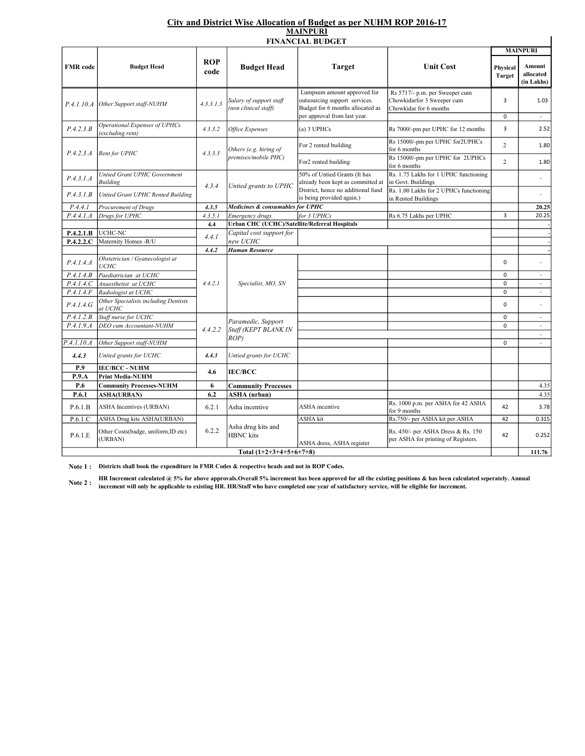## City and District Wise Allocation of Budget as per NUHM ROP 2016-17

### MAINPURI

### FINANCIAL BUDGET

| FMR code | Budget Head | ROP code | Budget Head | Target | Unit Cost | MAINPURI Physical Target | MAINPURI Amount allocated (in Lakhs) |
|---|---|---|---|---|---|---|---|
| *P.4.1.10.A* | *Other Support staff-NUHM* | *4.3.3.1.3* | *Salary of support staff (non clinical staff)* | Lumpsum amount approved for outsourcing support services. Budget for 6 months allocated as per approval from last year. | Rs 5717/- p.m. per Sweeper cum Chowkidarfor 3 Sweeper cum Chowkidar for 6 months | 3 | 1.03 |
| | | | | | | 0 | - |
| *P.4.2.3.B* | *Operational Expenses of UPHCs (excluding rent)* | *4.3.3.2* | *Office Expenses* | (a) 3 UPHCs | Rs 7000/-pm per UPHC for 12 months | 3 | 2.52 |
| *P.4.2.3.A* | *Rent for UPHC* | *4.3.3.3* | *Others (e.g. hiring of premises/mobile PHC)* | For 2 rented building | Rs 15000/-pm per UPHC for2UPHCs for 6 months | 2 | 1.80 |
| | | | | For2 rented building | Rs 15000/-pm per UPHC for 2UPHCs for 6 months | 2 | 1.80 |
| *P.4.3.1.A* | *Untied Grant UPHC Government Building* | *4.3.4* | *Untied grants to UPHC* | 50% of Untied Grants (It has already been kept as committed at District, hence no additional fund is being provided again.) | Rs. 1.75 Lakhs for 1 UPHC functioning in Govt. Buildings | | - |
| *P.4.3.1.B* | *Untied Grant UPHC Rented Building* | | | | Rs. 1.00 Lakhs for 2 UPHCs functioning in Rented Buildings | | - |
| *P.4.4.1* | *Procurement of Drugs* | ***4.3.5*** | ***Medicines & consumables for UPHC*** | | | | **20.25** |
| *P.4.4.1.A* | *Drugs for UPHC* | *4.3.5.1* | *Emergency drugs* | *for 3 UPHCs* | Rs 6.75 Lakhs per UPHC | 3 | 20.25 |
| | | **4.4** | **Urban CHC (UCHC)/Satellite/Referral Hospitals** | | | | - |
| **P.4.2.1.B** | UCHC-NC | *4.4.1* | *Capital cost support for new UCHC* | | | | - |
| **P.4.2.2.C** | Maternity Homes -R/U | | | | | | - |
| | | ***4.4.2*** | ***Human Resource*** | | | | - |
| *P.4.1.4.A* | *Obstetrician / Gyanecologist at UCHC* | *4.4.2.1* | *Specialist, MO, SN* | | | 0 | - |
| *P.4.1.4.B* | *Paediatrician at UCHC* | | | | | 0 | - |
| *P.4.1.4.C* | *Anaesthetist at UCHC* | | | | | 0 | - |
| *P.4.1.4.F* | *Radiologist at UCHC* | | | | | 0 | - |
| *P.4.1.4.G* | *Other Specialists including Dentists at UCHC* | | | | | 0 | - |
| *P.4.1.2.B* | *Staff nurse for UCHC* | *4.4.2.2* | *Paramedic, Support Staff (KEPT BLANK IN ROP)* | | | 0 | - |
| *P.4.1.9.A* | *DEO cum Accountant-NUHM* | | | | | 0 | - |
| | | | | | | | - |
| *P.4.1.10.A* | *Other Support staff-NUHM* | | | | | 0 | - |
| ***4.4.3*** | *Untied grants for UCHC* | ***4.4.3*** | *Untied grants for UCHC* | | | | |
| **P.9** | **IEC/BCC - NUHM** | **4.6** | **IEC/BCC** | | | | |
| **P.9.A** | **Print Media-NUHM** | | | | | | |
| **P.6** | **Community Processes-NUHM** | **6** | **Community Processes** | | | | 4.35 |
| **P.6.1** | **ASHA(URBAN)** | **6.2** | **ASHA (urban)** | | | | 4.35 |
| P.6.1.B | ASHA Incentives (URBAN) | 6.2.1 | Asha incentive | ASHA incentive | Rs. 1000 p.m. per ASHA for 42 ASHA for 9 months | 42 | 3.78 |
| P.6.1.C | ASHA Drug kits ASHA(URBAN) | 6.2.2 | Asha drug kits and HBNC kits | ASHA kit | Rs.750/- per ASHA kit per ASHA | 42 | 0.315 |
| P.6.1.E | Other Costs(badge, uniform,ID etc) (URBAN) | | | ASHA dress, ASHA register | Rs. 450/- per ASHA Dress & Rs. 150 per ASHA for printing of Registers. | 42 | 0.252 |
| | | | **Total (1+2+3+4+5+6+7+8)** | | | | **111.76** |

**Note 1 :** **Districts shall book the expenditure in FMR Codes & respective heads and not in ROP Codes.**

**Note 2 :** **HR Increment calculated @ 5% for above approvals.Overall 5% increment has been approved for all the existing positions & has been calculated seperately. Annual increment will only be applicable to existing HR. HR/Staff who have completed one year of satisfactory service, will be eligible for increment.**